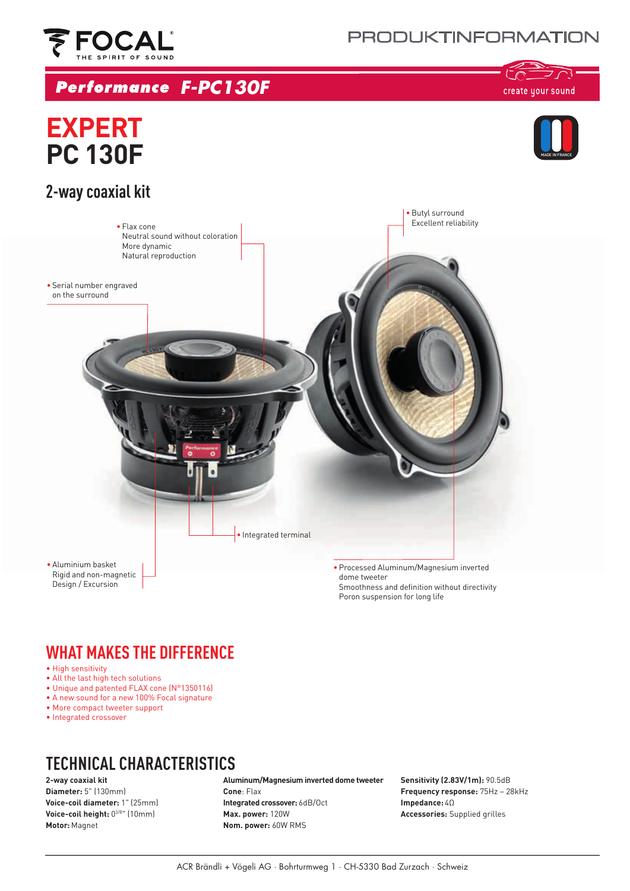FOCAL
THE SPIRIT OF SOUND

PRODUKTINFORMATION

**Performance F-PC130F**

create your sound

# EXPERT
# PC 130F

MADE IN FRANCE

## 2-way coaxial kit

- Flax cone
  Neutral sound without coloration
  More dynamic
  Natural reproduction
- Butyl surround
  Excellent reliability
- Serial number engraved on the surround
- Integrated terminal
- Aluminium basket
  Rigid and non-magnetic
  Design / Excursion
- Processed Aluminum/Magnesium inverted dome tweeter
  Smoothness and definition without directivity
  Poron suspension for long life

## WHAT MAKES THE DIFFERENCE

- High sensitivity
- All the last high tech solutions
- Unique and patented FLAX cone (N°1350116)
- A new sound for a new 100% Focal signature
- More compact tweeter support
- Integrated crossover

## TECHNICAL CHARACTERISTICS

**2-way coaxial kit**
**Diameter:** 5" (130mm)
**Voice-coil diameter:** 1" (25mm)
**Voice-coil height:** $0^{3/8}$" (10mm)
**Motor:** Magnet

**Aluminum/Magnesium inverted dome tweeter**
**Cone**: Flax
**Integrated crossover:** 6dB/Oct
**Max. power:** 120W
**Nom. power:** 60W RMS

**Sensitivity (2.83V/1m):** 90.5dB
**Frequency response:** 75Hz – 28kHz
**Impedance:** 4Ω
**Accessories:** Supplied grilles

ACR Brändli + Vögeli AG · Bohrturmweg 1 · CH-5330 Bad Zurzach · Schweiz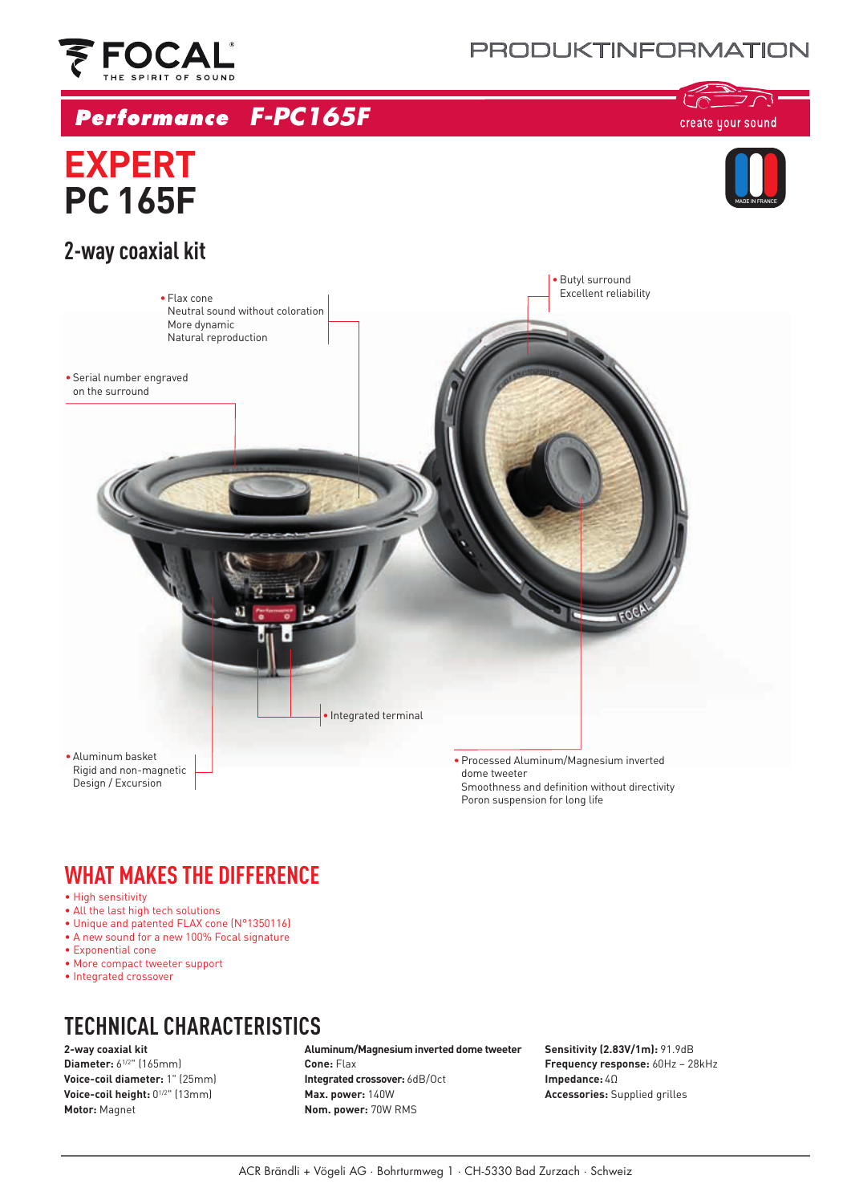FOCAL®
THE SPIRIT OF SOUND

PRODUKTINFORMATION

## Performance F-PC165F

create your sound

# EXPERT PC 165F

MADE IN FRANCE

## 2-way coaxial kit

- Flax cone
  Neutral sound without coloration
  More dynamic
  Natural reproduction
- Butyl surround
  Excellent reliability
- Serial number engraved on the surround
- Integrated terminal
- Aluminum basket
  Rigid and non-magnetic
  Design / Excursion
- Processed Aluminum/Magnesium inverted dome tweeter
  Smoothness and definition without directivity
  Poron suspension for long life

## WHAT MAKES THE DIFFERENCE

- High sensitivity
- All the last high tech solutions
- Unique and patented FLAX cone (N°1350116)
- A new sound for a new 100% Focal signature
- Exponential cone
- More compact tweeter support
- Integrated crossover

## TECHNICAL CHARACTERISTICS

**2-way coaxial kit**
**Diameter:** 6[1/2]" (165mm)
**Voice-coil diameter:** 1" (25mm)
**Voice-coil height:** 0[1/2]" (13mm)
**Motor:** Magnet

**Aluminum/Magnesium inverted dome tweeter**
**Cone:** Flax
**Integrated crossover:** 6dB/Oct
**Max. power:** 140W
**Nom. power:** 70W RMS

**Sensitivity (2.83V/1m):** 91.9dB
**Frequency response:** 60Hz – 28kHz
**Impedance:** 4Ω
**Accessories:** Supplied grilles

ACR Brändli + Vögeli AG · Bohrturmweg 1 · CH-5330 Bad Zurzach · Schweiz